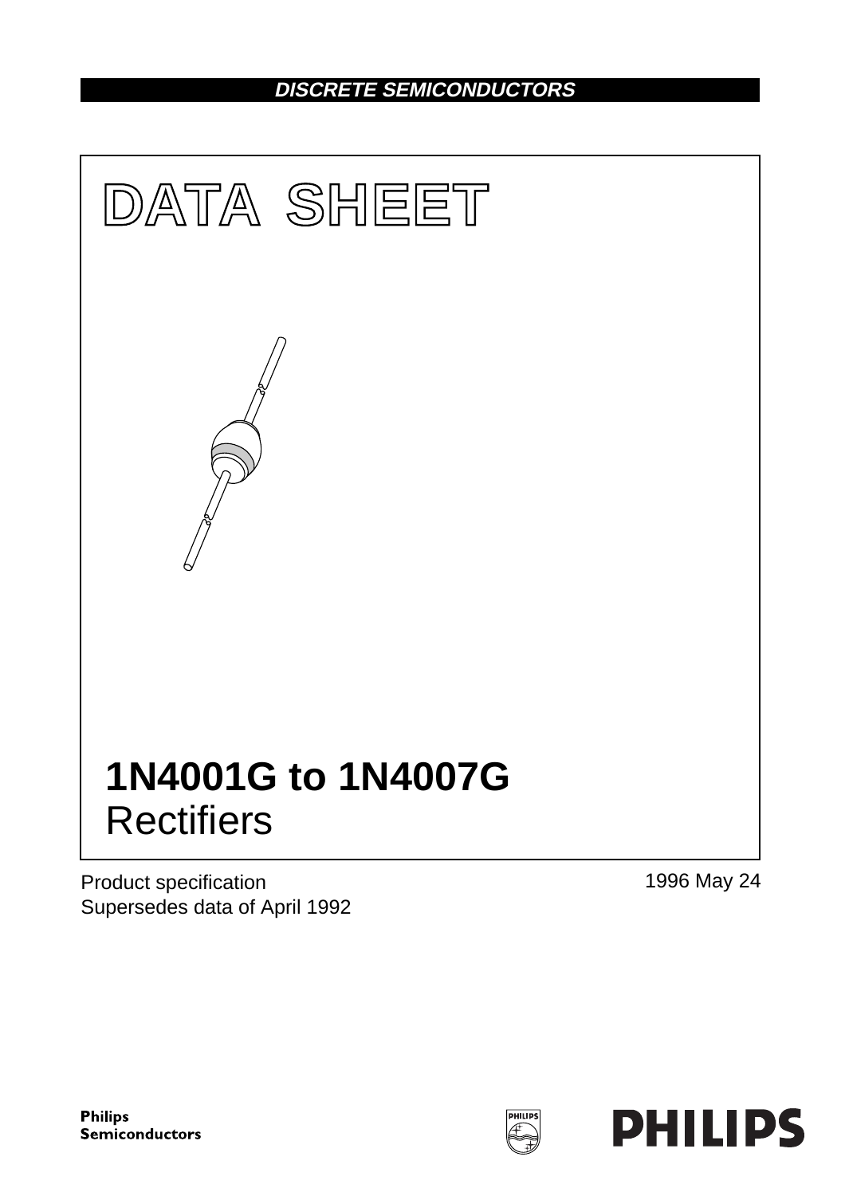DISCRETE SEMICONDUCTORS

# DATA SHEET

# 1N4001G to 1N4007G
## Rectifiers

Product specification
Supersedes data of April 1992

1996 May 24

Philips Semiconductors

PHILIPS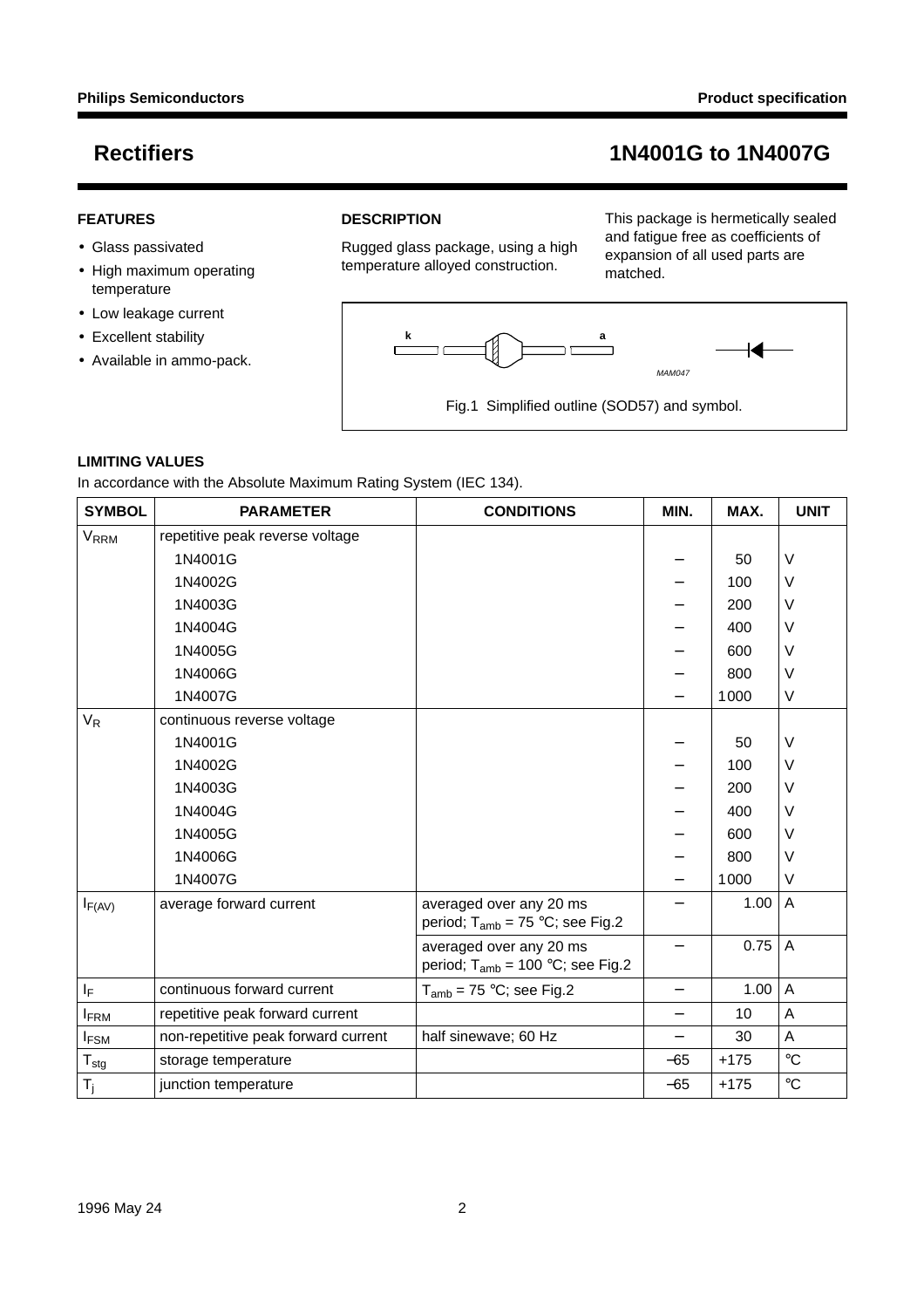# Rectifiers

## 1N4001G to 1N4007G

### FEATURES

- Glass passivated
- High maximum operating temperature
- Low leakage current
- Excellent stability
- Available in ammo-pack.

### DESCRIPTION

Rugged glass package, using a high temperature alloyed construction.

This package is hermetically sealed and fatigue free as coefficients of expansion of all used parts are matched.

Fig.1 Simplified outline (SOD57) and symbol.

### LIMITING VALUES

In accordance with the Absolute Maximum Rating System (IEC 134).

| SYMBOL | PARAMETER | CONDITIONS | MIN. | MAX. | UNIT |
|---|---|---|---|---|---|
| $V_{RRM}$ | repetitive peak reverse voltage | | | | |
| | 1N4001G | | − | 50 | V |
| | 1N4002G | | − | 100 | V |
| | 1N4003G | | − | 200 | V |
| | 1N4004G | | − | 400 | V |
| | 1N4005G | | − | 600 | V |
| | 1N4006G | | − | 800 | V |
| | 1N4007G | | − | 1000 | V |
| $V_R$ | continuous reverse voltage | | | | |
| | 1N4001G | | − | 50 | V |
| | 1N4002G | | − | 100 | V |
| | 1N4003G | | − | 200 | V |
| | 1N4004G | | − | 400 | V |
| | 1N4005G | | − | 600 | V |
| | 1N4006G | | − | 800 | V |
| | 1N4007G | | − | 1000 | V |
| $I_{F(AV)}$ | average forward current | averaged over any 20 ms period; $T_{amb}$ = 75 °C; see Fig.2 | − | 1.00 | A |
| | | averaged over any 20 ms period; $T_{amb}$ = 100 °C; see Fig.2 | − | 0.75 | A |
| $I_F$ | continuous forward current | $T_{amb}$ = 75 °C; see Fig.2 | − | 1.00 | A |
| $I_{FRM}$ | repetitive peak forward current | | − | 10 | A |
| $I_{FSM}$ | non-repetitive peak forward current | half sinewave; 60 Hz | − | 30 | A |
| $T_{stg}$ | storage temperature | | −65 | +175 | °C |
| $T_j$ | junction temperature | | −65 | +175 | °C |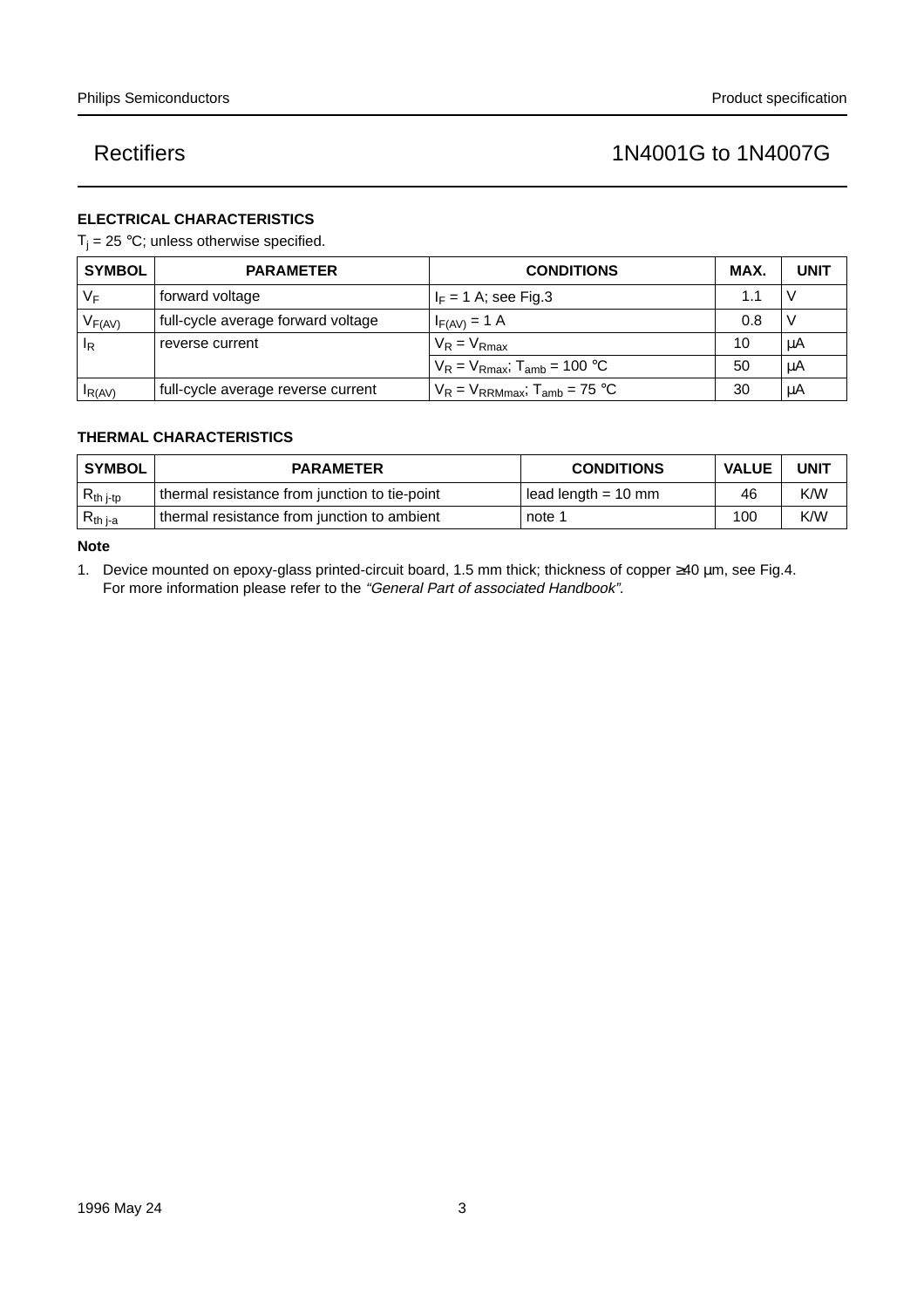## ELECTRICAL CHARACTERISTICS

$T_j$ = 25 °C; unless otherwise specified.

| SYMBOL | PARAMETER | CONDITIONS | MAX. | UNIT |
|---|---|---|---|---|
| $V_F$ | forward voltage | $I_F$ = 1 A; see Fig.3 | 1.1 | V |
| $V_{F(AV)}$ | full-cycle average forward voltage | $I_{F(AV)}$ = 1 A | 0.8 | V |
| $I_R$ | reverse current | $V_R = V_{Rmax}$ | 10 | μA |
| | | $V_R = V_{Rmax}$; $T_{amb}$ = 100 °C | 50 | μA |
| $I_{R(AV)}$ | full-cycle average reverse current | $V_R = V_{RRMmax}$; $T_{amb}$ = 75 °C | 30 | μA |

## THERMAL CHARACTERISTICS

| SYMBOL | PARAMETER | CONDITIONS | VALUE | UNIT |
|---|---|---|---|---|
| $R_{th\ j\text{-}tp}$ | thermal resistance from junction to tie-point | lead length = 10 mm | 46 | K/W |
| $R_{th\ j\text{-}a}$ | thermal resistance from junction to ambient | note 1 | 100 | K/W |

**Note**

1. Device mounted on epoxy-glass printed-circuit board, 1.5 mm thick; thickness of copper ≥40 μm, see Fig.4. For more information please refer to the *"General Part of associated Handbook"*.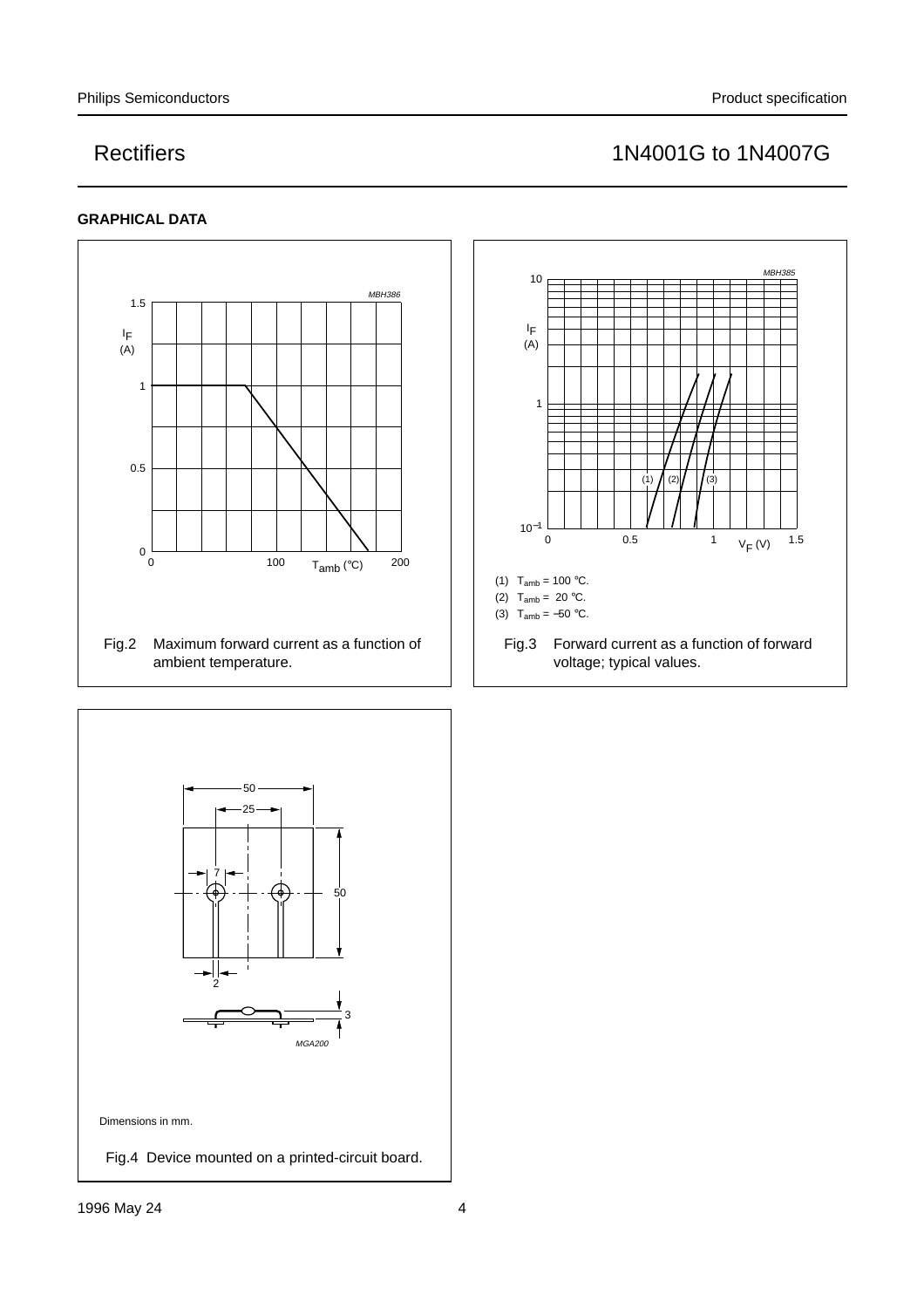## GRAPHICAL DATA

Fig.2 Maximum forward current as a function of ambient temperature.

(1) $T_{amb} = 100$ °C.

(2) $T_{amb} = 20$ °C.

(3) $T_{amb} = -50$ °C.

Fig.3 Forward current as a function of forward voltage; typical values.

Dimensions in mm.

Fig.4 Device mounted on a printed-circuit board.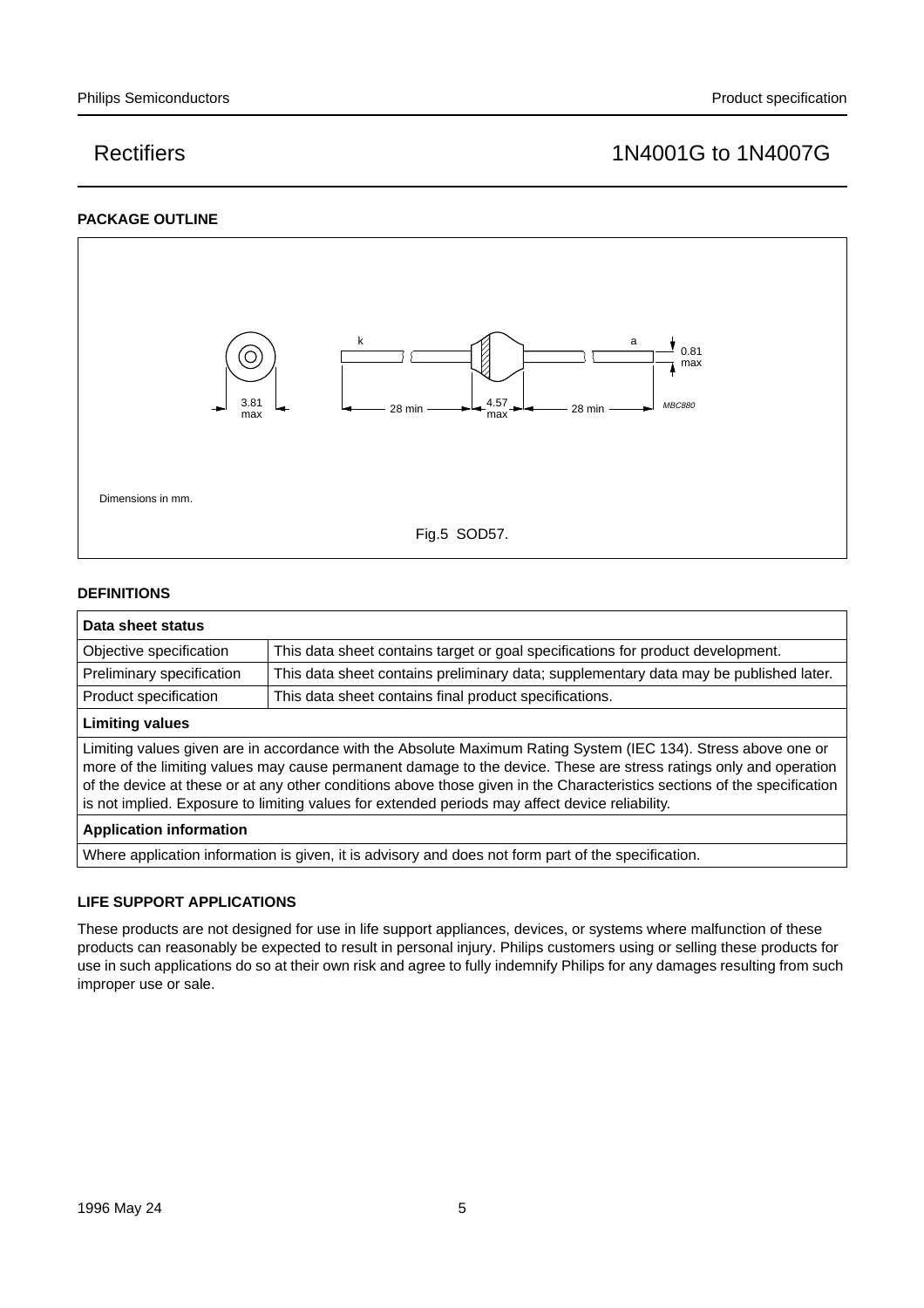## PACKAGE OUTLINE

k

a

0.81
max

3.81
max

28 min

4.57
max

28 min

MBC880

Dimensions in mm.

Fig.5 SOD57.

## DEFINITIONS

| Data sheet status | |
|---|---|
| Objective specification | This data sheet contains target or goal specifications for product development. |
| Preliminary specification | This data sheet contains preliminary data; supplementary data may be published later. |
| Product specification | This data sheet contains final product specifications. |
| **Limiting values** | |
| Limiting values given are in accordance with the Absolute Maximum Rating System (IEC 134). Stress above one or more of the limiting values may cause permanent damage to the device. These are stress ratings only and operation of the device at these or at any other conditions above those given in the Characteristics sections of the specification is not implied. Exposure to limiting values for extended periods may affect device reliability. | |
| **Application information** | |
| Where application information is given, it is advisory and does not form part of the specification. | |

## LIFE SUPPORT APPLICATIONS

These products are not designed for use in life support appliances, devices, or systems where malfunction of these products can reasonably be expected to result in personal injury. Philips customers using or selling these products for use in such applications do so at their own risk and agree to fully indemnify Philips for any damages resulting from such improper use or sale.